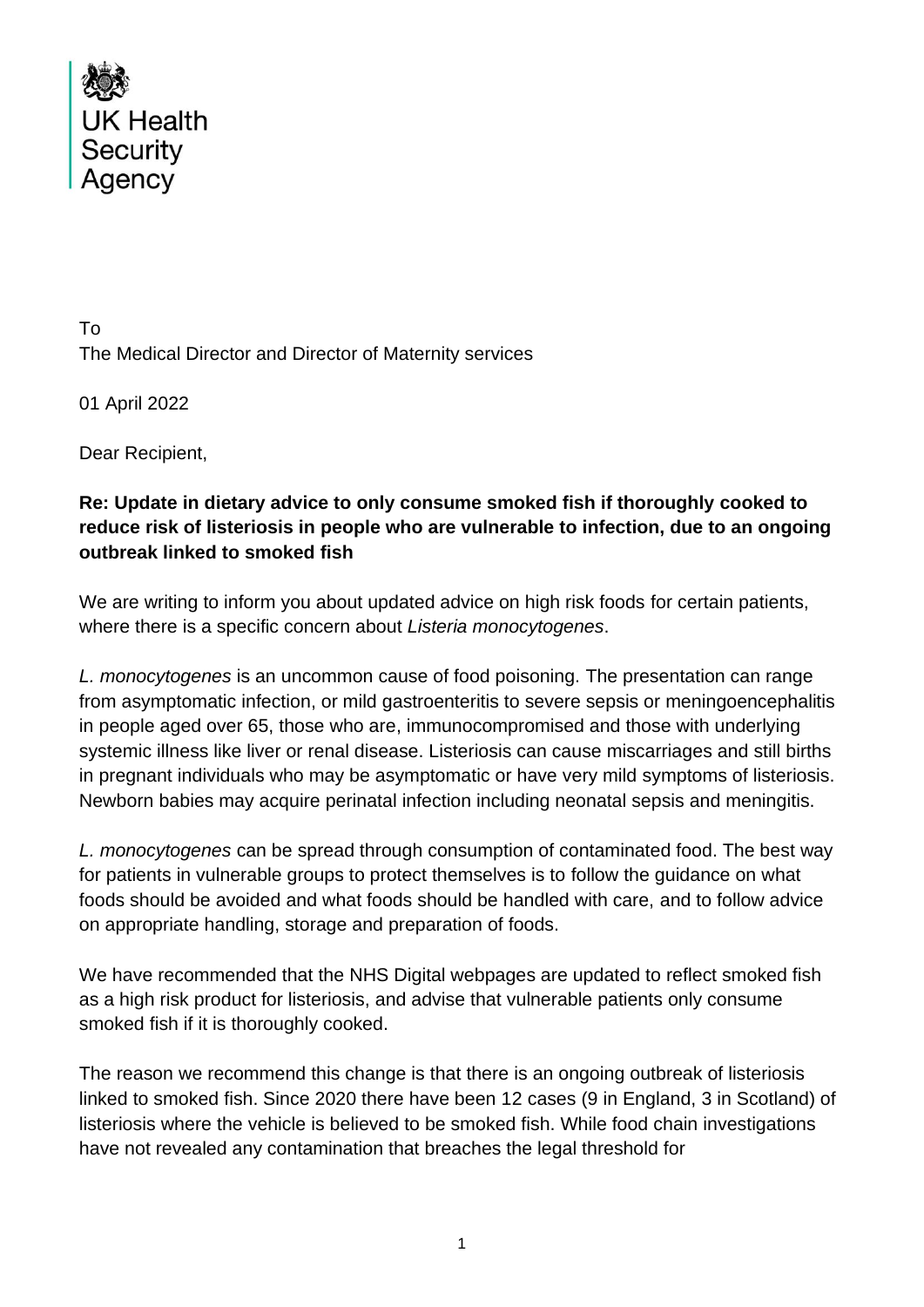UK Health Security Agency

To
The Medical Director and Director of Maternity services

01 April 2022

Dear Recipient,

**Re: Update in dietary advice to only consume smoked fish if thoroughly cooked to reduce risk of listeriosis in people who are vulnerable to infection, due to an ongoing outbreak linked to smoked fish**

We are writing to inform you about updated advice on high risk foods for certain patients, where there is a specific concern about *Listeria monocytogenes*.

*L. monocytogenes* is an uncommon cause of food poisoning. The presentation can range from asymptomatic infection, or mild gastroenteritis to severe sepsis or meningoencephalitis in people aged over 65, those who are, immunocompromised and those with underlying systemic illness like liver or renal disease. Listeriosis can cause miscarriages and still births in pregnant individuals who may be asymptomatic or have very mild symptoms of listeriosis. Newborn babies may acquire perinatal infection including neonatal sepsis and meningitis.

*L. monocytogenes* can be spread through consumption of contaminated food. The best way for patients in vulnerable groups to protect themselves is to follow the guidance on what foods should be avoided and what foods should be handled with care, and to follow advice on appropriate handling, storage and preparation of foods.

We have recommended that the NHS Digital webpages are updated to reflect smoked fish as a high risk product for listeriosis, and advise that vulnerable patients only consume smoked fish if it is thoroughly cooked.

The reason we recommend this change is that there is an ongoing outbreak of listeriosis linked to smoked fish. Since 2020 there have been 12 cases (9 in England, 3 in Scotland) of listeriosis where the vehicle is believed to be smoked fish. While food chain investigations have not revealed any contamination that breaches the legal threshold for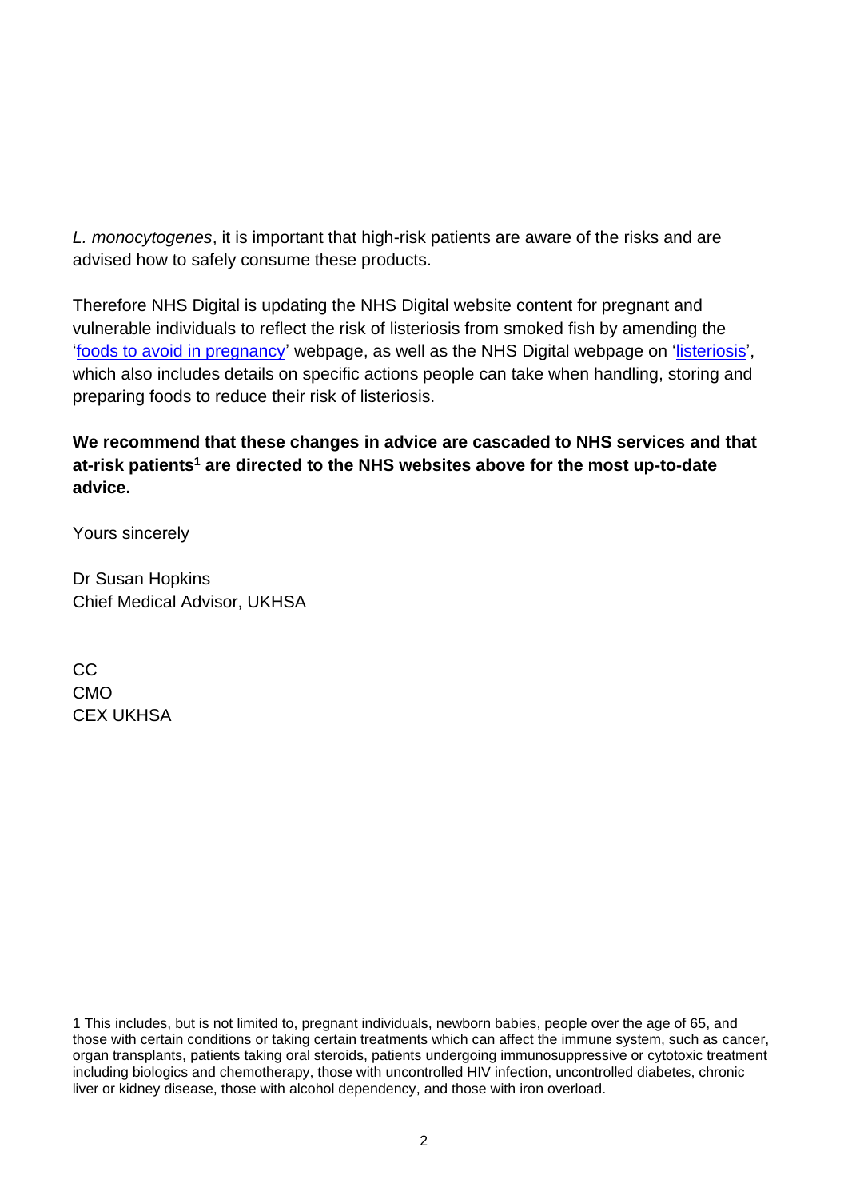*L. monocytogenes*, it is important that high-risk patients are aware of the risks and are advised how to safely consume these products.

Therefore NHS Digital is updating the NHS Digital website content for pregnant and vulnerable individuals to reflect the risk of listeriosis from smoked fish by amending the '[foods to avoid in pregnancy]' webpage, as well as the NHS Digital webpage on '[listeriosis]', which also includes details on specific actions people can take when handling, storing and preparing foods to reduce their risk of listeriosis.

**We recommend that these changes in advice are cascaded to NHS services and that at-risk patients[1] are directed to the NHS websites above for the most up-to-date advice.**

Yours sincerely

Dr Susan Hopkins
Chief Medical Advisor, UKHSA

CC
CMO
CEX UKHSA

---

1 This includes, but is not limited to, pregnant individuals, newborn babies, people over the age of 65, and those with certain conditions or taking certain treatments which can affect the immune system, such as cancer, organ transplants, patients taking oral steroids, patients undergoing immunosuppressive or cytotoxic treatment including biologics and chemotherapy, those with uncontrolled HIV infection, uncontrolled diabetes, chronic liver or kidney disease, those with alcohol dependency, and those with iron overload.